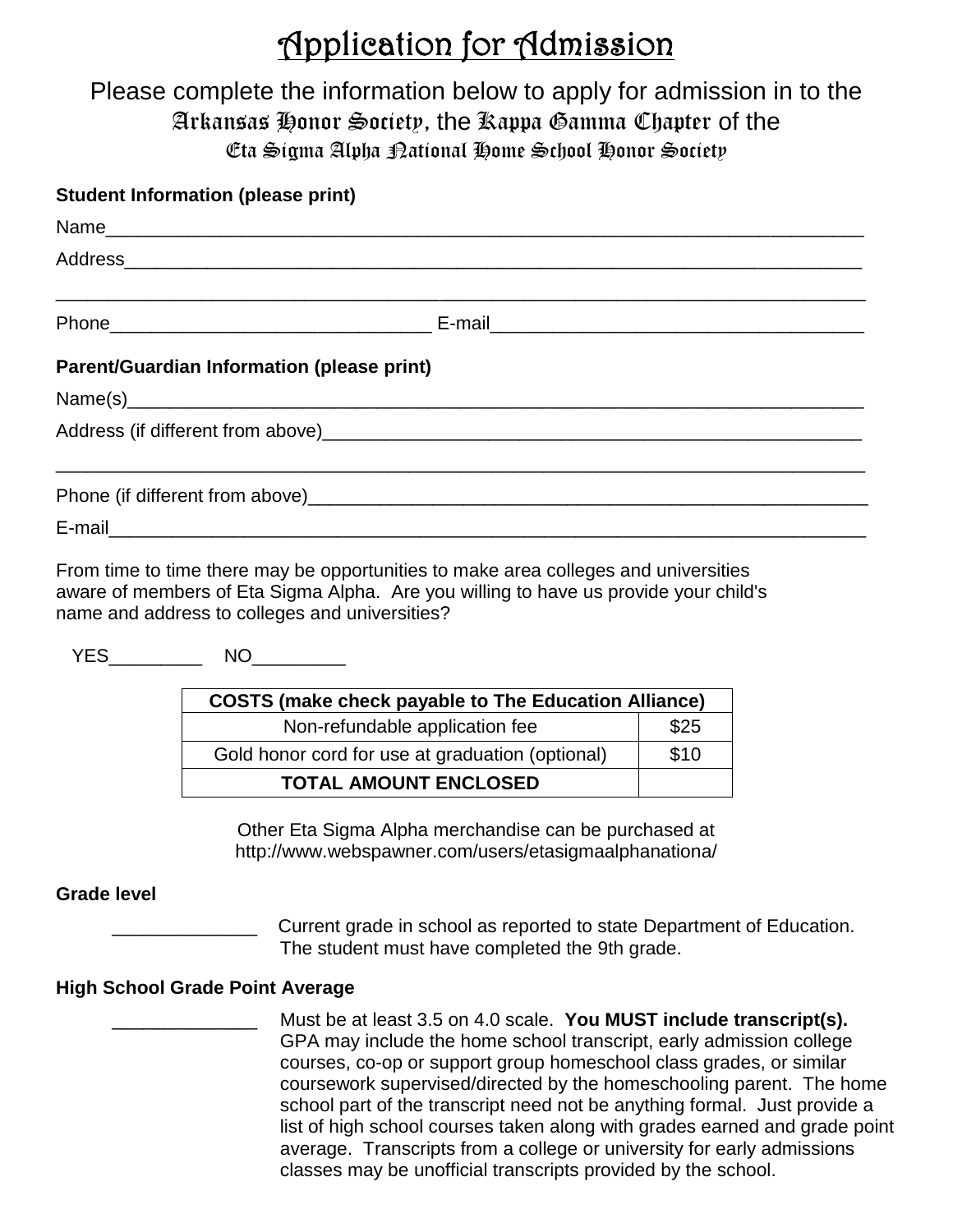# Application for Admission

Please complete the information below to apply for admission in to the Arkansas Honor Society, the Kappa Gamma Chapter of the Eta Sigma Alpha National Home School Honor Society

**Student Information (please print)**

Name_______________________________________________________________________________

Address_____________________________________________________________________________

____________________________________________________________________________________

Phone________________________________ E-mail_____________________________________

**Parent/Guardian Information (please print)**

Name(s)____________________________________________________________________________

Address (if different from above)________________________________________________________

____________________________________________________________________________________

Phone (if different from above)__________________________________________________________

E-mail______________________________________________________________________________

From time to time there may be opportunities to make area colleges and universities aware of members of Eta Sigma Alpha. Are you willing to have us provide your child's name and address to colleges and universities?

YES_________ NO_________

| COSTS (make check payable to The Education Alliance) | |
|---|---|
| Non-refundable application fee | $25 |
| Gold honor cord for use at graduation (optional) | $10 |
| **TOTAL AMOUNT ENCLOSED** | |

Other Eta Sigma Alpha merchandise can be purchased at http://www.webspawner.com/users/etasigmaalphanationa/

**Grade level**

______________ Current grade in school as reported to state Department of Education. The student must have completed the 9th grade.

**High School Grade Point Average**

______________ Must be at least 3.5 on 4.0 scale. **You MUST include transcript(s).** GPA may include the home school transcript, early admission college courses, co-op or support group homeschool class grades, or similar coursework supervised/directed by the homeschooling parent. The home school part of the transcript need not be anything formal. Just provide a list of high school courses taken along with grades earned and grade point average. Transcripts from a college or university for early admissions classes may be unofficial transcripts provided by the school.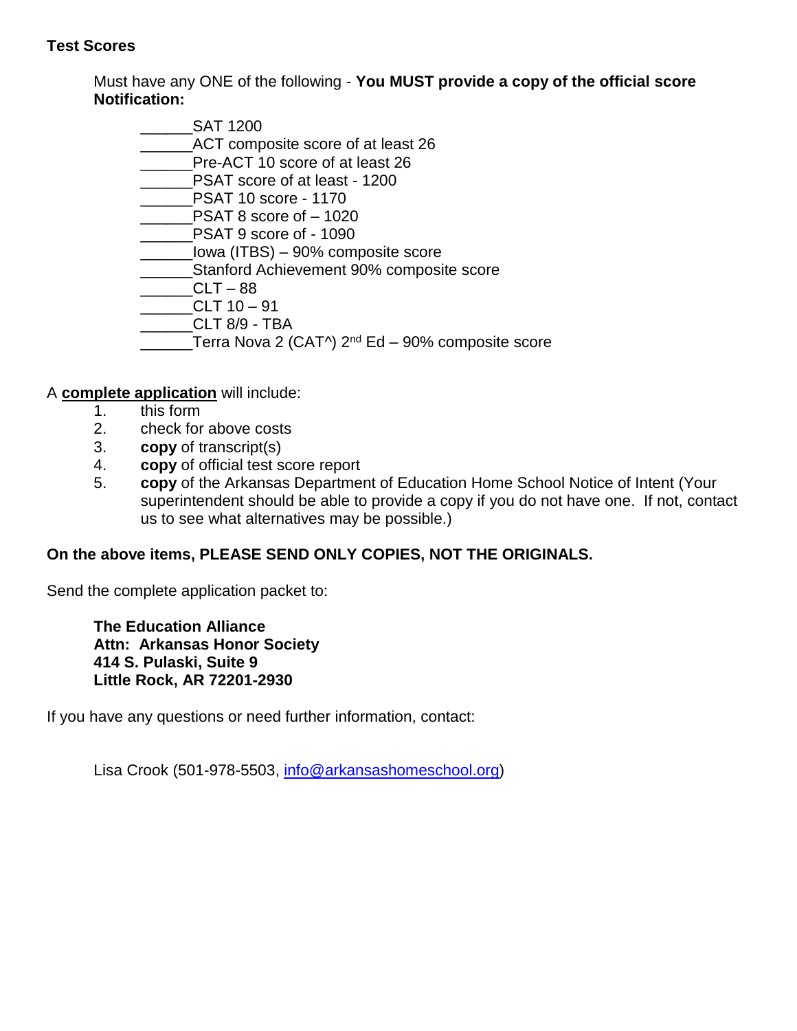**Test Scores**

Must have any ONE of the following - **You MUST provide a copy of the official score Notification:**

______SAT 1200
______ACT composite score of at least 26
______Pre-ACT 10 score of at least 26
______PSAT score of at least - 1200
______PSAT 10 score - 1170
______PSAT 8 score of – 1020
______PSAT 9 score of - 1090
______Iowa (ITBS) – 90% composite score
______Stanford Achievement 90% composite score
______CLT – 88
______CLT 10 – 91
______CLT 8/9 - TBA
______Terra Nova 2 (CAT^) 2nd Ed – 90% composite score

A **complete application** will include:

1. this form
2. check for above costs
3. **copy** of transcript(s)
4. **copy** of official test score report
5. **copy** of the Arkansas Department of Education Home School Notice of Intent (Your superintendent should be able to provide a copy if you do not have one. If not, contact us to see what alternatives may be possible.)

**On the above items, PLEASE SEND ONLY COPIES, NOT THE ORIGINALS.**

Send the complete application packet to:

**The Education Alliance**
**Attn: Arkansas Honor Society**
**414 S. Pulaski, Suite 9**
**Little Rock, AR 72201-2930**

If you have any questions or need further information, contact:

Lisa Crook (501-978-5503, info@arkansashomeschool.org)